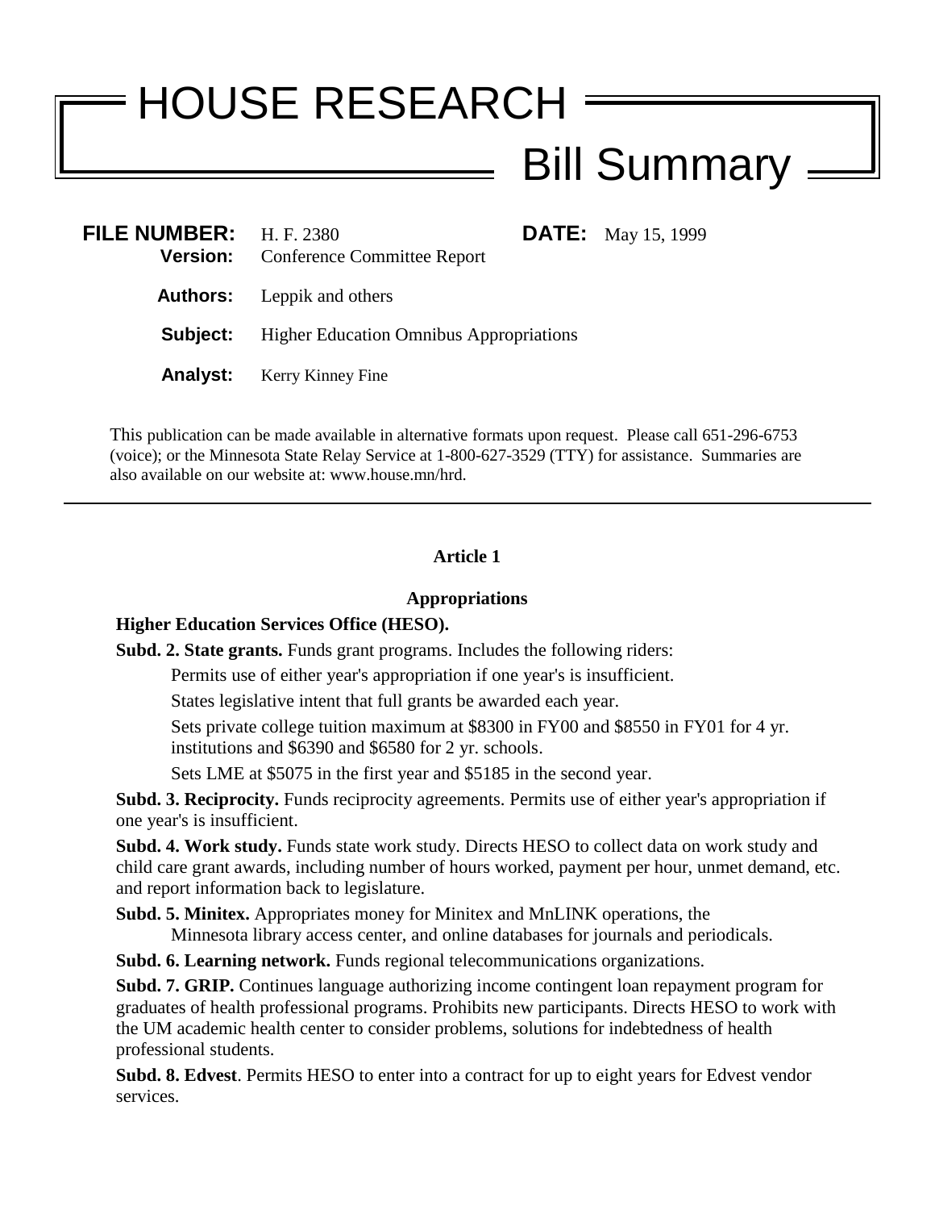# HOUSE RESEARCH

## Bill Summary

**FILE NUMBER:** H. F. 2380 **DATE:** May 15, 1999
**Version:** Conference Committee Report

**Authors:** Leppik and others

**Subject:** Higher Education Omnibus Appropriations

**Analyst:** Kerry Kinney Fine

This publication can be made available in alternative formats upon request. Please call 651-296-6753 (voice); or the Minnesota State Relay Service at 1-800-627-3529 (TTY) for assistance. Summaries are also available on our website at: www.house.mn/hrd.

---

### Article 1

### Appropriations

**Higher Education Services Office (HESO).**

**Subd. 2. State grants.** Funds grant programs. Includes the following riders:

Permits use of either year's appropriation if one year's is insufficient.

States legislative intent that full grants be awarded each year.

Sets private college tuition maximum at $8300 in FY00 and $8550 in FY01 for 4 yr. institutions and $6390 and $6580 for 2 yr. schools.

Sets LME at $5075 in the first year and $5185 in the second year.

**Subd. 3. Reciprocity.** Funds reciprocity agreements. Permits use of either year's appropriation if one year's is insufficient.

**Subd. 4. Work study.** Funds state work study. Directs HESO to collect data on work study and child care grant awards, including number of hours worked, payment per hour, unmet demand, etc. and report information back to legislature.

**Subd. 5. Minitex.** Appropriates money for Minitex and MnLINK operations, the Minnesota library access center, and online databases for journals and periodicals.

**Subd. 6. Learning network.** Funds regional telecommunications organizations.

**Subd. 7. GRIP.** Continues language authorizing income contingent loan repayment program for graduates of health professional programs. Prohibits new participants. Directs HESO to work with the UM academic health center to consider problems, solutions for indebtedness of health professional students.

**Subd. 8. Edvest**. Permits HESO to enter into a contract for up to eight years for Edvest vendor services.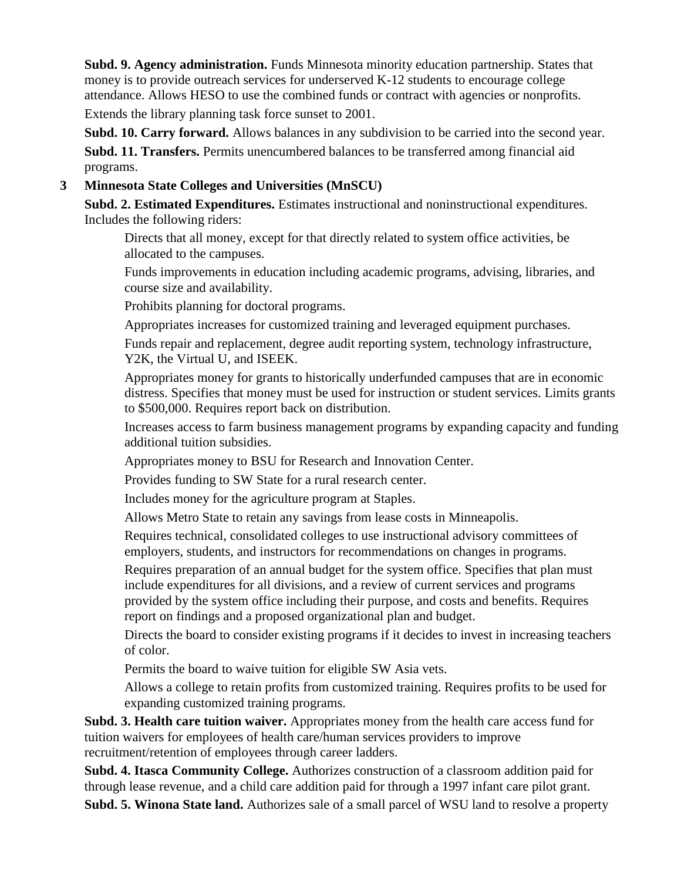**Subd. 9. Agency administration.** Funds Minnesota minority education partnership. States that money is to provide outreach services for underserved K-12 students to encourage college attendance. Allows HESO to use the combined funds or contract with agencies or nonprofits.

Extends the library planning task force sunset to 2001.

**Subd. 10. Carry forward.** Allows balances in any subdivision to be carried into the second year.

**Subd. 11. Transfers.** Permits unencumbered balances to be transferred among financial aid programs.

**3 Minnesota State Colleges and Universities (MnSCU)**

**Subd. 2. Estimated Expenditures.** Estimates instructional and noninstructional expenditures. Includes the following riders:

Directs that all money, except for that directly related to system office activities, be allocated to the campuses.

Funds improvements in education including academic programs, advising, libraries, and course size and availability.

Prohibits planning for doctoral programs.

Appropriates increases for customized training and leveraged equipment purchases.

Funds repair and replacement, degree audit reporting system, technology infrastructure, Y2K, the Virtual U, and ISEEK.

Appropriates money for grants to historically underfunded campuses that are in economic distress. Specifies that money must be used for instruction or student services. Limits grants to $500,000. Requires report back on distribution.

Increases access to farm business management programs by expanding capacity and funding additional tuition subsidies.

Appropriates money to BSU for Research and Innovation Center.

Provides funding to SW State for a rural research center.

Includes money for the agriculture program at Staples.

Allows Metro State to retain any savings from lease costs in Minneapolis.

Requires technical, consolidated colleges to use instructional advisory committees of employers, students, and instructors for recommendations on changes in programs.

Requires preparation of an annual budget for the system office. Specifies that plan must include expenditures for all divisions, and a review of current services and programs provided by the system office including their purpose, and costs and benefits. Requires report on findings and a proposed organizational plan and budget.

Directs the board to consider existing programs if it decides to invest in increasing teachers of color.

Permits the board to waive tuition for eligible SW Asia vets.

Allows a college to retain profits from customized training. Requires profits to be used for expanding customized training programs.

**Subd. 3. Health care tuition waiver.** Appropriates money from the health care access fund for tuition waivers for employees of health care/human services providers to improve recruitment/retention of employees through career ladders.

**Subd. 4. Itasca Community College.** Authorizes construction of a classroom addition paid for through lease revenue, and a child care addition paid for through a 1997 infant care pilot grant.

**Subd. 5. Winona State land.** Authorizes sale of a small parcel of WSU land to resolve a property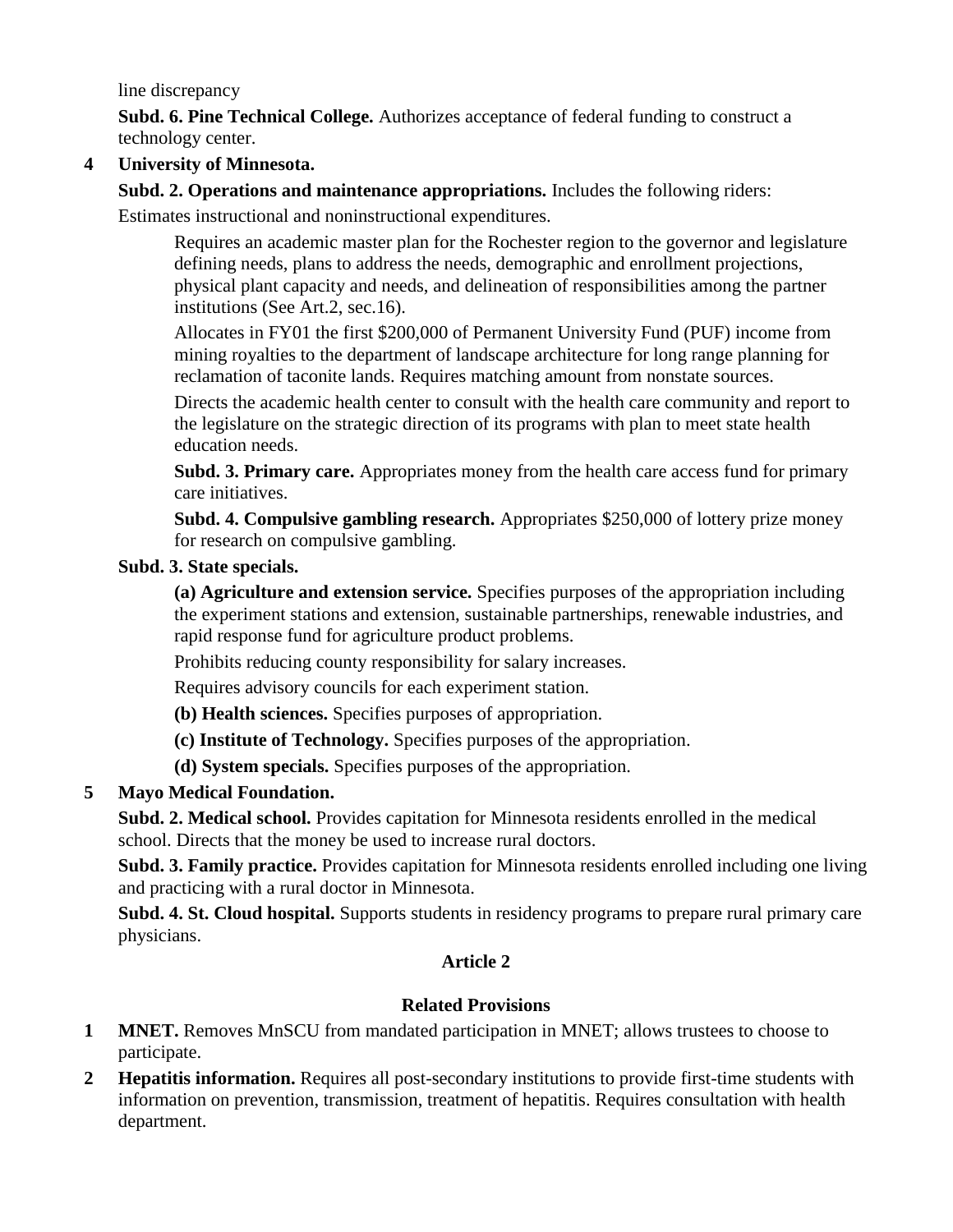line discrepancy

**Subd. 6. Pine Technical College.** Authorizes acceptance of federal funding to construct a technology center.

**4 University of Minnesota.**

**Subd. 2. Operations and maintenance appropriations.** Includes the following riders:

Estimates instructional and noninstructional expenditures.

Requires an academic master plan for the Rochester region to the governor and legislature defining needs, plans to address the needs, demographic and enrollment projections, physical plant capacity and needs, and delineation of responsibilities among the partner institutions (See Art.2, sec.16).

Allocates in FY01 the first $200,000 of Permanent University Fund (PUF) income from mining royalties to the department of landscape architecture for long range planning for reclamation of taconite lands. Requires matching amount from nonstate sources.

Directs the academic health center to consult with the health care community and report to the legislature on the strategic direction of its programs with plan to meet state health education needs.

**Subd. 3. Primary care.** Appropriates money from the health care access fund for primary care initiatives.

**Subd. 4. Compulsive gambling research.** Appropriates $250,000 of lottery prize money for research on compulsive gambling.

**Subd. 3. State specials.**

**(a) Agriculture and extension service.** Specifies purposes of the appropriation including the experiment stations and extension, sustainable partnerships, renewable industries, and rapid response fund for agriculture product problems.

Prohibits reducing county responsibility for salary increases.

Requires advisory councils for each experiment station.

**(b) Health sciences.** Specifies purposes of appropriation.

**(c) Institute of Technology.** Specifies purposes of the appropriation.

**(d) System specials.** Specifies purposes of the appropriation.

**5 Mayo Medical Foundation.**

**Subd. 2. Medical school.** Provides capitation for Minnesota residents enrolled in the medical school. Directs that the money be used to increase rural doctors.

**Subd. 3. Family practice.** Provides capitation for Minnesota residents enrolled including one living and practicing with a rural doctor in Minnesota.

**Subd. 4. St. Cloud hospital.** Supports students in residency programs to prepare rural primary care physicians.

## Article 2

## Related Provisions

**1 MNET.** Removes MnSCU from mandated participation in MNET; allows trustees to choose to participate.

**2 Hepatitis information.** Requires all post-secondary institutions to provide first-time students with information on prevention, transmission, treatment of hepatitis. Requires consultation with health department.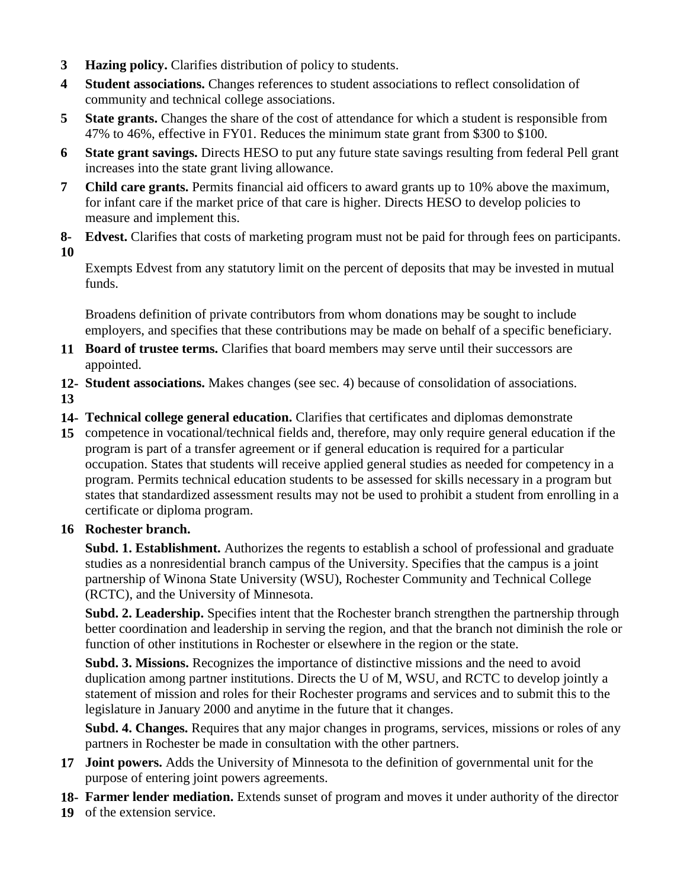**3** **Hazing policy.** Clarifies distribution of policy to students.

**4** **Student associations.** Changes references to student associations to reflect consolidation of community and technical college associations.

**5** **State grants.** Changes the share of the cost of attendance for which a student is responsible from 47% to 46%, effective in FY01. Reduces the minimum state grant from $300 to $100.

**6** **State grant savings.** Directs HESO to put any future state savings resulting from federal Pell grant increases into the state grant living allowance.

**7** **Child care grants.** Permits financial aid officers to award grants up to 10% above the maximum, for infant care if the market price of that care is higher. Directs HESO to develop policies to measure and implement this.

**8-10** **Edvest.** Clarifies that costs of marketing program must not be paid for through fees on participants.

Exempts Edvest from any statutory limit on the percent of deposits that may be invested in mutual funds.

Broadens definition of private contributors from whom donations may be sought to include employers, and specifies that these contributions may be made on behalf of a specific beneficiary.

**11** **Board of trustee terms.** Clarifies that board members may serve until their successors are appointed.

**12-13** **Student associations.** Makes changes (see sec. 4) because of consolidation of associations.

**14-15** **Technical college general education.** Clarifies that certificates and diplomas demonstrate competence in vocational/technical fields and, therefore, may only require general education if the program is part of a transfer agreement or if general education is required for a particular occupation. States that students will receive applied general studies as needed for competency in a program. Permits technical education students to be assessed for skills necessary in a program but states that standardized assessment results may not be used to prohibit a student from enrolling in a certificate or diploma program.

**16** **Rochester branch.**

**Subd. 1. Establishment.** Authorizes the regents to establish a school of professional and graduate studies as a nonresidential branch campus of the University. Specifies that the campus is a joint partnership of Winona State University (WSU), Rochester Community and Technical College (RCTC), and the University of Minnesota.

**Subd. 2. Leadership.** Specifies intent that the Rochester branch strengthen the partnership through better coordination and leadership in serving the region, and that the branch not diminish the role or function of other institutions in Rochester or elsewhere in the region or the state.

**Subd. 3. Missions.** Recognizes the importance of distinctive missions and the need to avoid duplication among partner institutions. Directs the U of M, WSU, and RCTC to develop jointly a statement of mission and roles for their Rochester programs and services and to submit this to the legislature in January 2000 and anytime in the future that it changes.

**Subd. 4. Changes.** Requires that any major changes in programs, services, missions or roles of any partners in Rochester be made in consultation with the other partners.

**17** **Joint powers.** Adds the University of Minnesota to the definition of governmental unit for the purpose of entering joint powers agreements.

**18-19** **Farmer lender mediation.** Extends sunset of program and moves it under authority of the director of the extension service.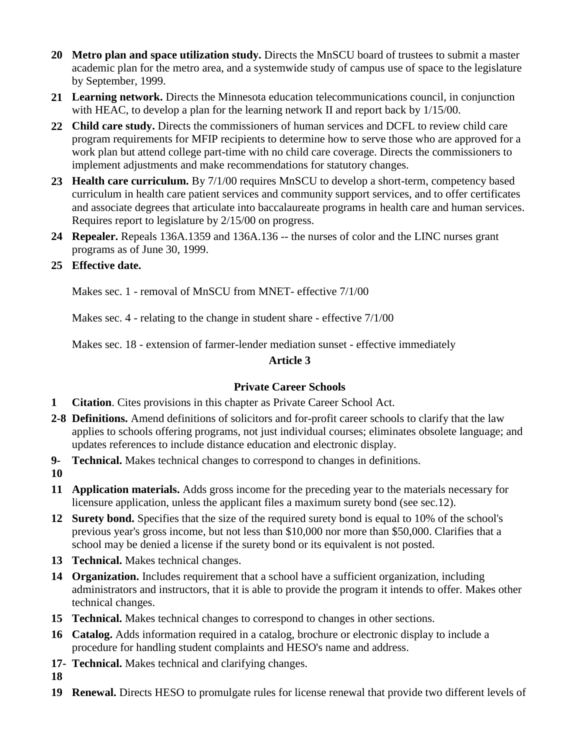**20 Metro plan and space utilization study.** Directs the MnSCU board of trustees to submit a master academic plan for the metro area, and a systemwide study of campus use of space to the legislature by September, 1999.

**21 Learning network.** Directs the Minnesota education telecommunications council, in conjunction with HEAC, to develop a plan for the learning network II and report back by 1/15/00.

**22 Child care study.** Directs the commissioners of human services and DCFL to review child care program requirements for MFIP recipients to determine how to serve those who are approved for a work plan but attend college part-time with no child care coverage. Directs the commissioners to implement adjustments and make recommendations for statutory changes.

**23 Health care curriculum.** By 7/1/00 requires MnSCU to develop a short-term, competency based curriculum in health care patient services and community support services, and to offer certificates and associate degrees that articulate into baccalaureate programs in health care and human services. Requires report to legislature by 2/15/00 on progress.

**24 Repealer.** Repeals 136A.1359 and 136A.136 -- the nurses of color and the LINC nurses grant programs as of June 30, 1999.

**25 Effective date.**

Makes sec. 1 - removal of MnSCU from MNET- effective 7/1/00

Makes sec. 4 - relating to the change in student share - effective 7/1/00

Makes sec. 18 - extension of farmer-lender mediation sunset - effective immediately

## Article 3

## Private Career Schools

**1 Citation**. Cites provisions in this chapter as Private Career School Act.

**2-8 Definitions.** Amend definitions of solicitors and for-profit career schools to clarify that the law applies to schools offering programs, not just individual courses; eliminates obsolete language; and updates references to include distance education and electronic display.

**9-10 Technical.** Makes technical changes to correspond to changes in definitions.

**11 Application materials.** Adds gross income for the preceding year to the materials necessary for licensure application, unless the applicant files a maximum surety bond (see sec.12).

**12 Surety bond.** Specifies that the size of the required surety bond is equal to 10% of the school's previous year's gross income, but not less than $10,000 nor more than $50,000. Clarifies that a school may be denied a license if the surety bond or its equivalent is not posted.

**13 Technical.** Makes technical changes.

**14 Organization.** Includes requirement that a school have a sufficient organization, including administrators and instructors, that it is able to provide the program it intends to offer. Makes other technical changes.

**15 Technical.** Makes technical changes to correspond to changes in other sections.

**16 Catalog.** Adds information required in a catalog, brochure or electronic display to include a procedure for handling student complaints and HESO's name and address.

**17-18 Technical.** Makes technical and clarifying changes.

**19 Renewal.** Directs HESO to promulgate rules for license renewal that provide two different levels of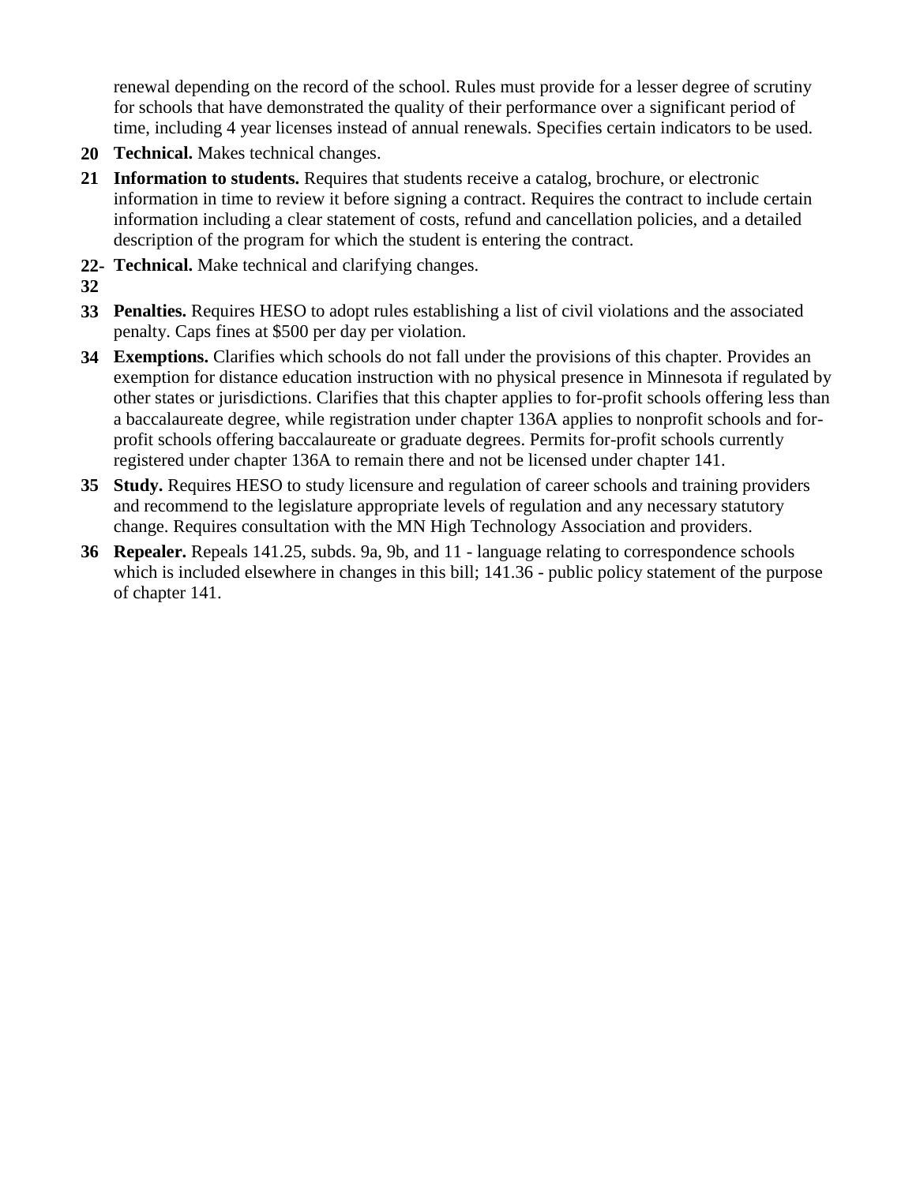renewal depending on the record of the school. Rules must provide for a lesser degree of scrutiny for schools that have demonstrated the quality of their performance over a significant period of time, including 4 year licenses instead of annual renewals. Specifies certain indicators to be used.

**20** **Technical.** Makes technical changes.

**21** **Information to students.** Requires that students receive a catalog, brochure, or electronic information in time to review it before signing a contract. Requires the contract to include certain information including a clear statement of costs, refund and cancellation policies, and a detailed description of the program for which the student is entering the contract.

**22-32** **Technical.** Make technical and clarifying changes.

**33** **Penalties.** Requires HESO to adopt rules establishing a list of civil violations and the associated penalty. Caps fines at $500 per day per violation.

**34** **Exemptions.** Clarifies which schools do not fall under the provisions of this chapter. Provides an exemption for distance education instruction with no physical presence in Minnesota if regulated by other states or jurisdictions. Clarifies that this chapter applies to for-profit schools offering less than a baccalaureate degree, while registration under chapter 136A applies to nonprofit schools and for-profit schools offering baccalaureate or graduate degrees. Permits for-profit schools currently registered under chapter 136A to remain there and not be licensed under chapter 141.

**35** **Study.** Requires HESO to study licensure and regulation of career schools and training providers and recommend to the legislature appropriate levels of regulation and any necessary statutory change. Requires consultation with the MN High Technology Association and providers.

**36** **Repealer.** Repeals 141.25, subds. 9a, 9b, and 11 - language relating to correspondence schools which is included elsewhere in changes in this bill; 141.36 - public policy statement of the purpose of chapter 141.